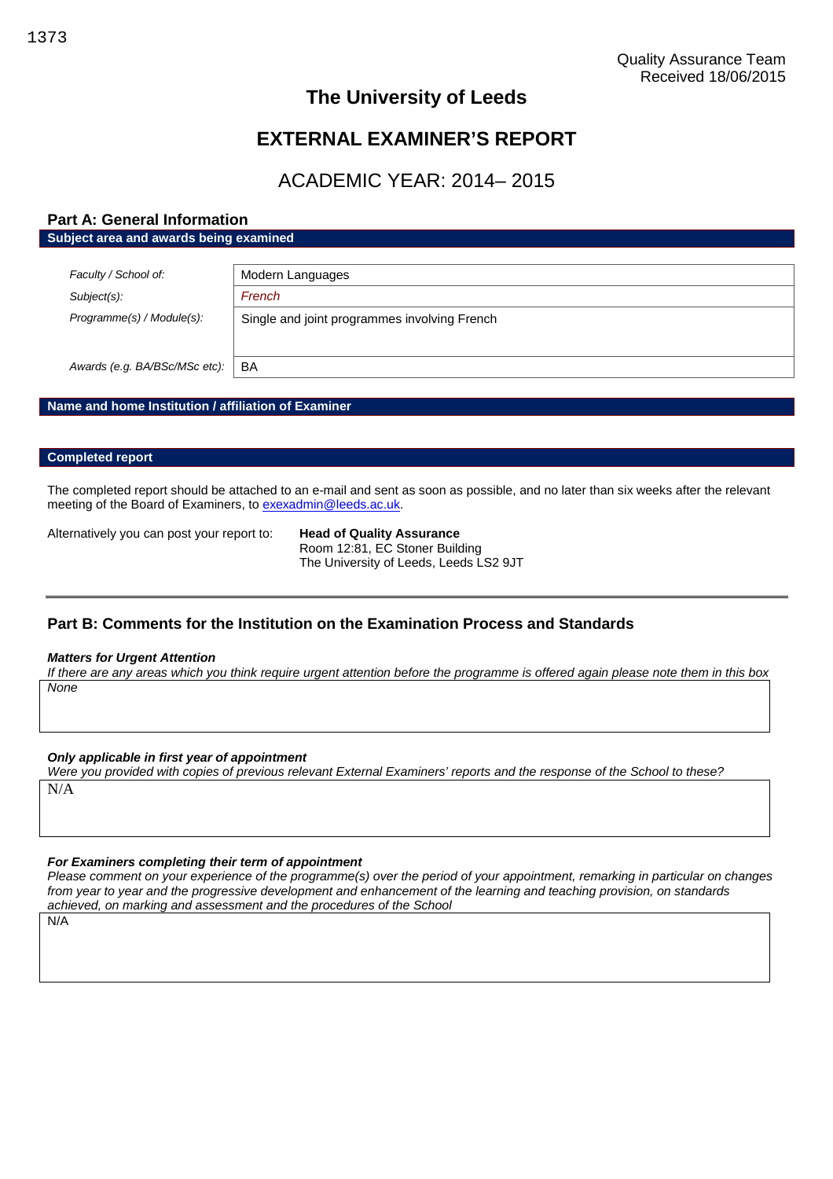1373

Quality Assurance Team
Received 18/06/2015

# The University of Leeds

# EXTERNAL EXAMINER'S REPORT

## ACADEMIC YEAR: 2014– 2015

## Part A: General Information

**Subject area and awards being examined**

| | |
|---|---|
| *Faculty / School of:* | Modern Languages |
| *Subject(s):* | *French* |
| *Programme(s) / Module(s):* | Single and joint programmes involving French |
| *Awards (e.g. BA/BSc/MSc etc):* | BA |

**Name and home Institution / affiliation of Examiner**

**Completed report**

The completed report should be attached to an e-mail and sent as soon as possible, and no later than six weeks after the relevant meeting of the Board of Examiners, to exexadmin@leeds.ac.uk.

Alternatively you can post your report to:

**Head of Quality Assurance**
Room 12:81, EC Stoner Building
The University of Leeds, Leeds LS2 9JT

## Part B: Comments for the Institution on the Examination Process and Standards

***Matters for Urgent Attention***

*If there are any areas which you think require urgent attention before the programme is offered again please note them in this box*

*None*

***Only applicable in first year of appointment***

*Were you provided with copies of previous relevant External Examiners' reports and the response of the School to these?*

N/A

***For Examiners completing their term of appointment***

*Please comment on your experience of the programme(s) over the period of your appointment, remarking in particular on changes from year to year and the progressive development and enhancement of the learning and teaching provision, on standards achieved, on marking and assessment and the procedures of the School*

N/A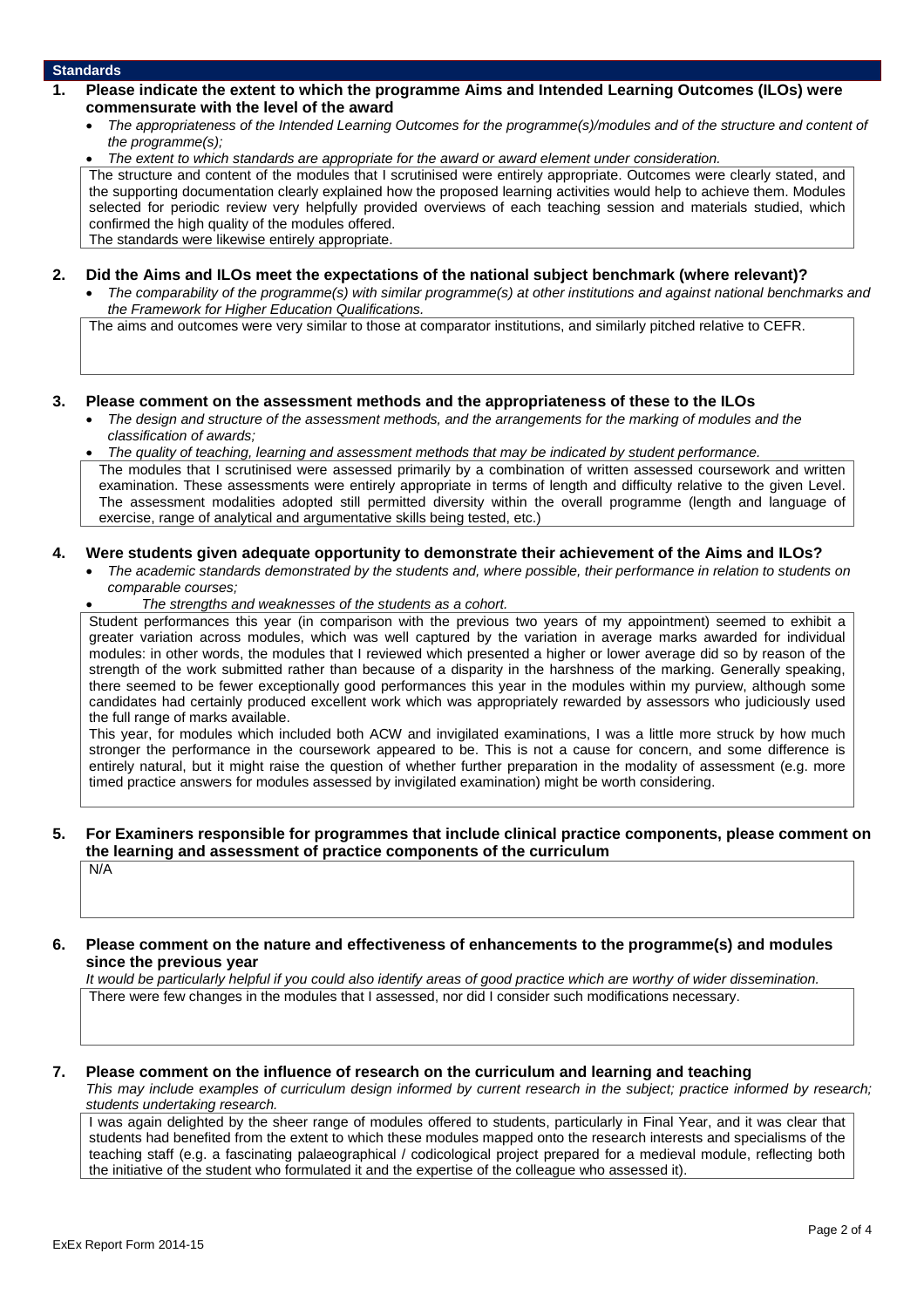## Standards

**1. Please indicate the extent to which the programme Aims and Intended Learning Outcomes (ILOs) were commensurate with the level of the award**

- *The appropriateness of the Intended Learning Outcomes for the programme(s)/modules and of the structure and content of the programme(s);*
- *The extent to which standards are appropriate for the award or award element under consideration.*

The structure and content of the modules that I scrutinised were entirely appropriate. Outcomes were clearly stated, and the supporting documentation clearly explained how the proposed learning activities would help to achieve them. Modules selected for periodic review very helpfully provided overviews of each teaching session and materials studied, which confirmed the high quality of the modules offered.

The standards were likewise entirely appropriate.

**2. Did the Aims and ILOs meet the expectations of the national subject benchmark (where relevant)?**

- *The comparability of the programme(s) with similar programme(s) at other institutions and against national benchmarks and the Framework for Higher Education Qualifications.*

The aims and outcomes were very similar to those at comparator institutions, and similarly pitched relative to CEFR.

**3. Please comment on the assessment methods and the appropriateness of these to the ILOs**

- *The design and structure of the assessment methods, and the arrangements for the marking of modules and the classification of awards;*
- *The quality of teaching, learning and assessment methods that may be indicated by student performance.*

The modules that I scrutinised were assessed primarily by a combination of written assessed coursework and written examination. These assessments were entirely appropriate in terms of length and difficulty relative to the given Level. The assessment modalities adopted still permitted diversity within the overall programme (length and language of exercise, range of analytical and argumentative skills being tested, etc.)

**4. Were students given adequate opportunity to demonstrate their achievement of the Aims and ILOs?**

- *The academic standards demonstrated by the students and, where possible, their performance in relation to students on comparable courses;*
- *The strengths and weaknesses of the students as a cohort.*

Student performances this year (in comparison with the previous two years of my appointment) seemed to exhibit a greater variation across modules, which was well captured by the variation in average marks awarded for individual modules: in other words, the modules that I reviewed which presented a higher or lower average did so by reason of the strength of the work submitted rather than because of a disparity in the harshness of the marking. Generally speaking, there seemed to be fewer exceptionally good performances this year in the modules within my purview, although some candidates had certainly produced excellent work which was appropriately rewarded by assessors who judiciously used the full range of marks available.

This year, for modules which included both ACW and invigilated examinations, I was a little more struck by how much stronger the performance in the coursework appeared to be. This is not a cause for concern, and some difference is entirely natural, but it might raise the question of whether further preparation in the modality of assessment (e.g. more timed practice answers for modules assessed by invigilated examination) might be worth considering.

**5. For Examiners responsible for programmes that include clinical practice components, please comment on the learning and assessment of practice components of the curriculum**

N/A

**6. Please comment on the nature and effectiveness of enhancements to the programme(s) and modules since the previous year**

*It would be particularly helpful if you could also identify areas of good practice which are worthy of wider dissemination.*

There were few changes in the modules that I assessed, nor did I consider such modifications necessary.

**7. Please comment on the influence of research on the curriculum and learning and teaching**

*This may include examples of curriculum design informed by current research in the subject; practice informed by research; students undertaking research.*

I was again delighted by the sheer range of modules offered to students, particularly in Final Year, and it was clear that students had benefited from the extent to which these modules mapped onto the research interests and specialisms of the teaching staff (e.g. a fascinating palaeographical / codicological project prepared for a medieval module, reflecting both the initiative of the student who formulated it and the expertise of the colleague who assessed it).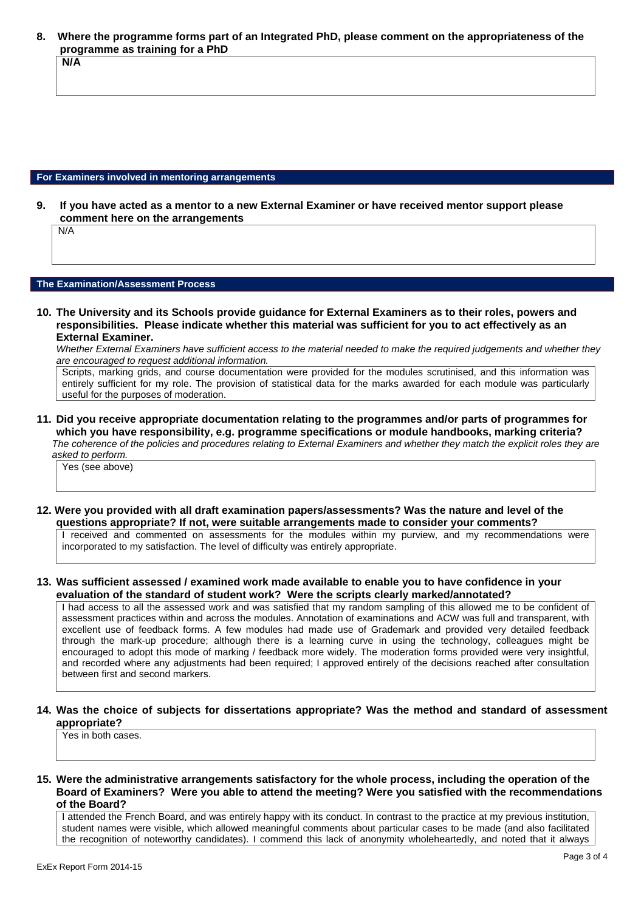**8. Where the programme forms part of an Integrated PhD, please comment on the appropriateness of the programme as training for a PhD**

**N/A**

## For Examiners involved in mentoring arrangements

**9. If you have acted as a mentor to a new External Examiner or have received mentor support please comment here on the arrangements**

N/A

## The Examination/Assessment Process

**10. The University and its Schools provide guidance for External Examiners as to their roles, powers and responsibilities. Please indicate whether this material was sufficient for you to act effectively as an External Examiner.**

*Whether External Examiners have sufficient access to the material needed to make the required judgements and whether they are encouraged to request additional information.*

Scripts, marking grids, and course documentation were provided for the modules scrutinised, and this information was entirely sufficient for my role. The provision of statistical data for the marks awarded for each module was particularly useful for the purposes of moderation.

**11. Did you receive appropriate documentation relating to the programmes and/or parts of programmes for which you have responsibility, e.g. programme specifications or module handbooks, marking criteria?**

*The coherence of the policies and procedures relating to External Examiners and whether they match the explicit roles they are asked to perform.*

Yes (see above)

**12. Were you provided with all draft examination papers/assessments? Was the nature and level of the questions appropriate? If not, were suitable arrangements made to consider your comments?**

I received and commented on assessments for the modules within my purview, and my recommendations were incorporated to my satisfaction. The level of difficulty was entirely appropriate.

**13. Was sufficient assessed / examined work made available to enable you to have confidence in your evaluation of the standard of student work? Were the scripts clearly marked/annotated?**

I had access to all the assessed work and was satisfied that my random sampling of this allowed me to be confident of assessment practices within and across the modules. Annotation of examinations and ACW was full and transparent, with excellent use of feedback forms. A few modules had made use of Grademark and provided very detailed feedback through the mark-up procedure; although there is a learning curve in using the technology, colleagues might be encouraged to adopt this mode of marking / feedback more widely. The moderation forms provided were very insightful, and recorded where any adjustments had been required; I approved entirely of the decisions reached after consultation between first and second markers.

**14. Was the choice of subjects for dissertations appropriate? Was the method and standard of assessment appropriate?**

Yes in both cases.

**15. Were the administrative arrangements satisfactory for the whole process, including the operation of the Board of Examiners? Were you able to attend the meeting? Were you satisfied with the recommendations of the Board?**

I attended the French Board, and was entirely happy with its conduct. In contrast to the practice at my previous institution, student names were visible, which allowed meaningful comments about particular cases to be made (and also facilitated the recognition of noteworthy candidates). I commend this lack of anonymity wholeheartedly, and noted that it always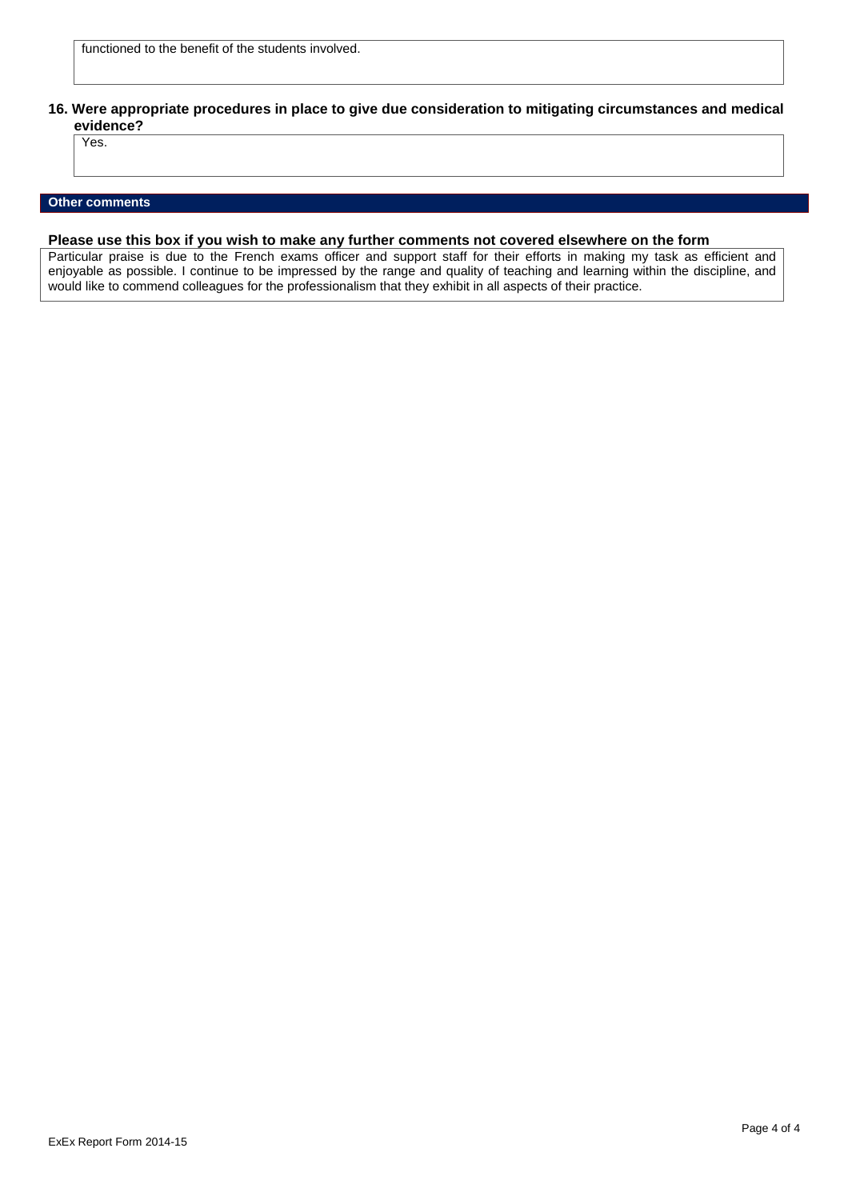functioned to the benefit of the students involved.

**16. Were appropriate procedures in place to give due consideration to mitigating circumstances and medical evidence?**

Yes.

## Other comments

**Please use this box if you wish to make any further comments not covered elsewhere on the form**

Particular praise is due to the French exams officer and support staff for their efforts in making my task as efficient and enjoyable as possible. I continue to be impressed by the range and quality of teaching and learning within the discipline, and would like to commend colleagues for the professionalism that they exhibit in all aspects of their practice.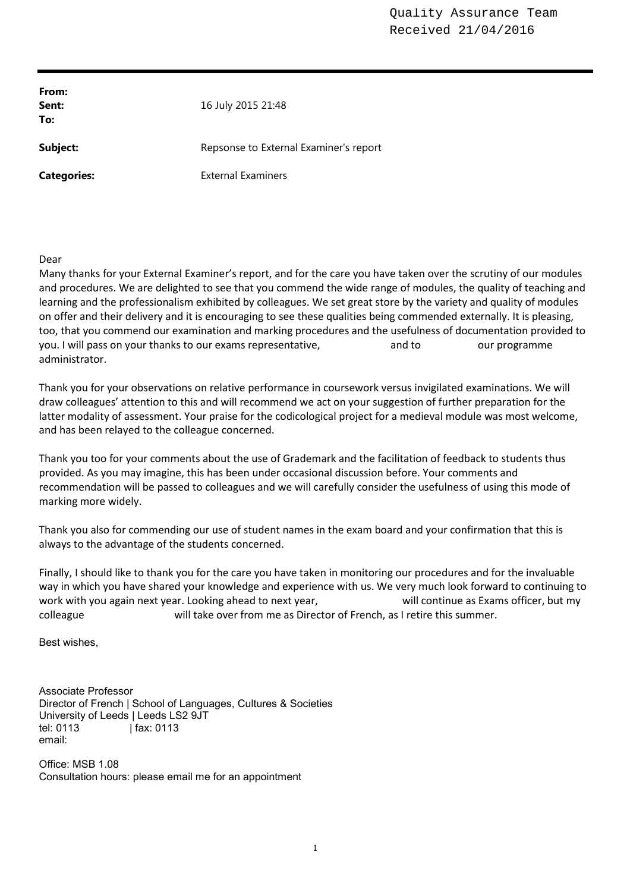Quality Assurance Team
Received 21/04/2016

| | |
|---|---|
| **From:** | |
| **Sent:** | 16 July 2015 21:48 |
| **To:** | |
| **Subject:** | Repsonse to External Examiner's report |
| **Categories:** | External Examiners |

Dear

Many thanks for your External Examiner's report, and for the care you have taken over the scrutiny of our modules and procedures. We are delighted to see that you commend the wide range of modules, the quality of teaching and learning and the professionalism exhibited by colleagues. We set great store by the variety and quality of modules on offer and their delivery and it is encouraging to see these qualities being commended externally. It is pleasing, too, that you commend our examination and marking procedures and the usefulness of documentation provided to you. I will pass on your thanks to our exams representative, and to our programme administrator.

Thank you for your observations on relative performance in coursework versus invigilated examinations. We will draw colleagues' attention to this and will recommend we act on your suggestion of further preparation for the latter modality of assessment. Your praise for the codicological project for a medieval module was most welcome, and has been relayed to the colleague concerned.

Thank you too for your comments about the use of Grademark and the facilitation of feedback to students thus provided. As you may imagine, this has been under occasional discussion before. Your comments and recommendation will be passed to colleagues and we will carefully consider the usefulness of using this mode of marking more widely.

Thank you also for commending our use of student names in the exam board and your confirmation that this is always to the advantage of the students concerned.

Finally, I should like to thank you for the care you have taken in monitoring our procedures and for the invaluable way in which you have shared your knowledge and experience with us. We very much look forward to continuing to work with you again next year. Looking ahead to next year, will continue as Exams officer, but my colleague will take over from me as Director of French, as I retire this summer.

Best wishes,

Associate Professor
Director of French | School of Languages, Cultures & Societies
University of Leeds | Leeds LS2 9JT
tel: 0113 | fax: 0113
email:

Office: MSB 1.08
Consultation hours: please email me for an appointment